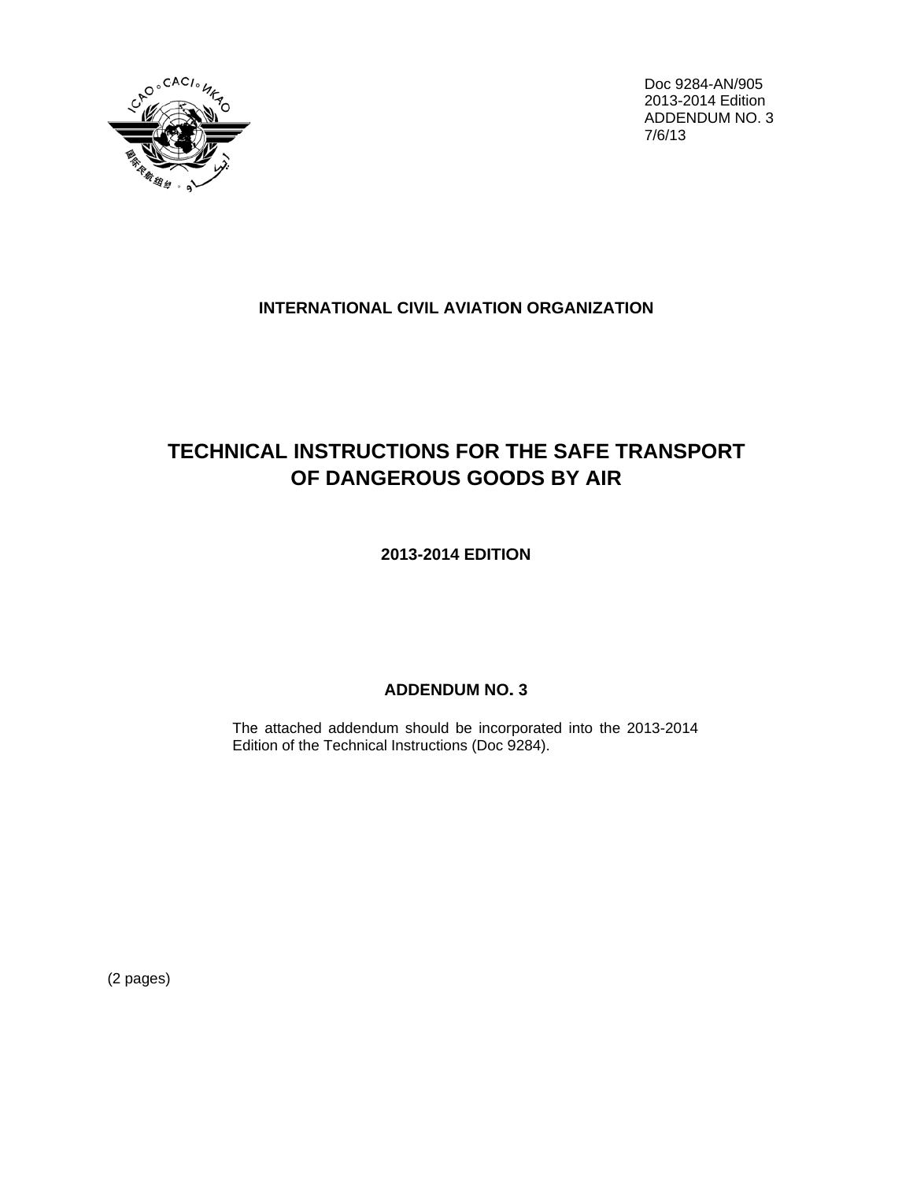Doc 9284-AN/905
2013-2014 Edition
ADDENDUM NO. 3
7/6/13

**INTERNATIONAL CIVIL AVIATION ORGANIZATION**

# TECHNICAL INSTRUCTIONS FOR THE SAFE TRANSPORT OF DANGEROUS GOODS BY AIR

**2013-2014 EDITION**

## ADDENDUM NO. 3

The attached addendum should be incorporated into the 2013-2014 Edition of the Technical Instructions (Doc 9284).

(2 pages)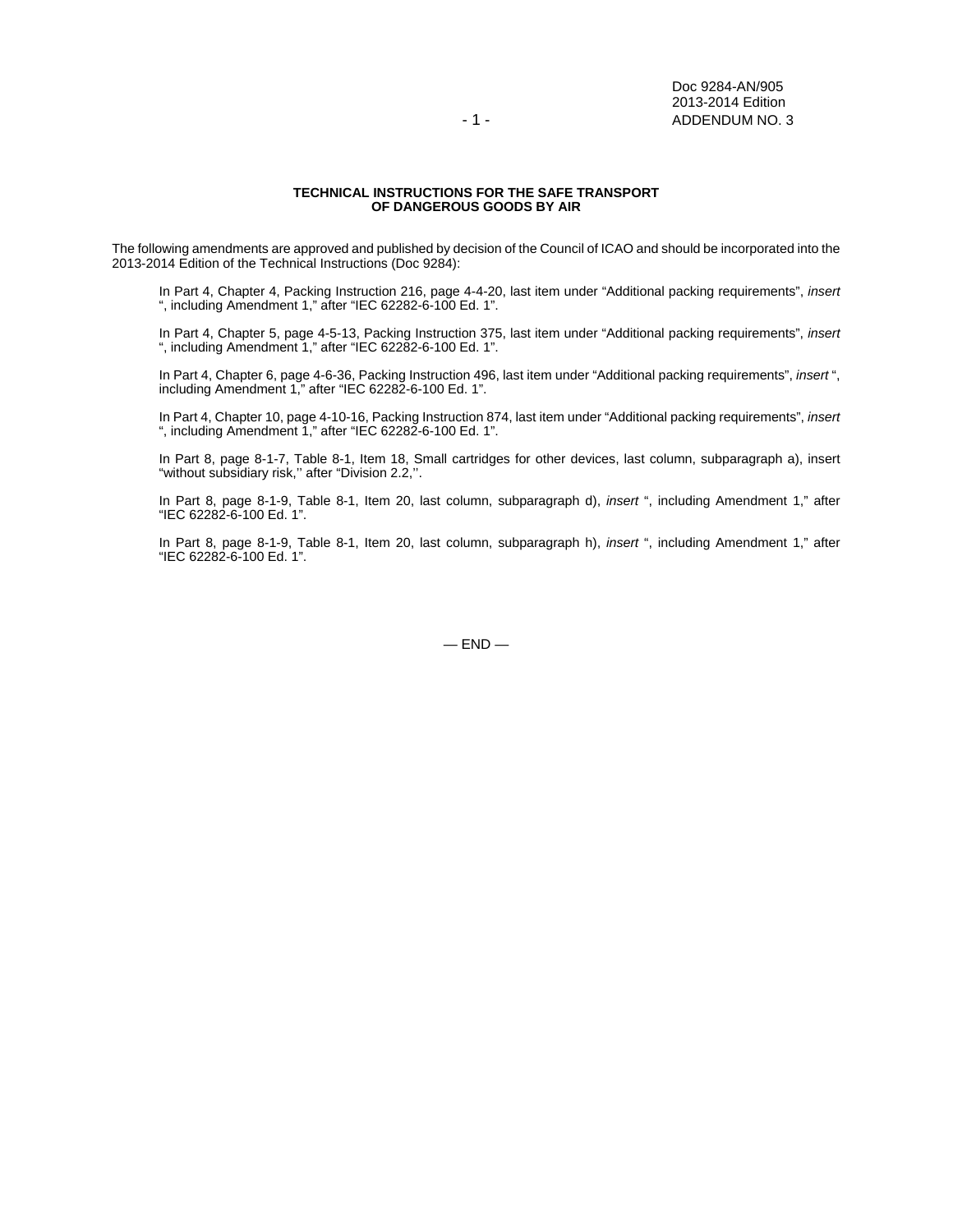Doc 9284-AN/905
2013-2014 Edition
ADDENDUM NO. 3

**TECHNICAL INSTRUCTIONS FOR THE SAFE TRANSPORT OF DANGEROUS GOODS BY AIR**

The following amendments are approved and published by decision of the Council of ICAO and should be incorporated into the 2013-2014 Edition of the Technical Instructions (Doc 9284):

In Part 4, Chapter 4, Packing Instruction 216, page 4-4-20, last item under "Additional packing requirements", *insert* ", including Amendment 1," after "IEC 62282-6-100 Ed. 1".

In Part 4, Chapter 5, page 4-5-13, Packing Instruction 375, last item under "Additional packing requirements", *insert* ", including Amendment 1," after "IEC 62282-6-100 Ed. 1".

In Part 4, Chapter 6, page 4-6-36, Packing Instruction 496, last item under "Additional packing requirements", *insert* ", including Amendment 1," after "IEC 62282-6-100 Ed. 1".

In Part 4, Chapter 10, page 4-10-16, Packing Instruction 874, last item under "Additional packing requirements", *insert* ", including Amendment 1," after "IEC 62282-6-100 Ed. 1".

In Part 8, page 8-1-7, Table 8-1, Item 18, Small cartridges for other devices, last column, subparagraph a), insert "without subsidiary risk,'' after "Division 2.2,''.

In Part 8, page 8-1-9, Table 8-1, Item 20, last column, subparagraph d), *insert* ", including Amendment 1," after "IEC 62282-6-100 Ed. 1".

In Part 8, page 8-1-9, Table 8-1, Item 20, last column, subparagraph h), *insert* ", including Amendment 1," after "IEC 62282-6-100 Ed. 1".

— END —